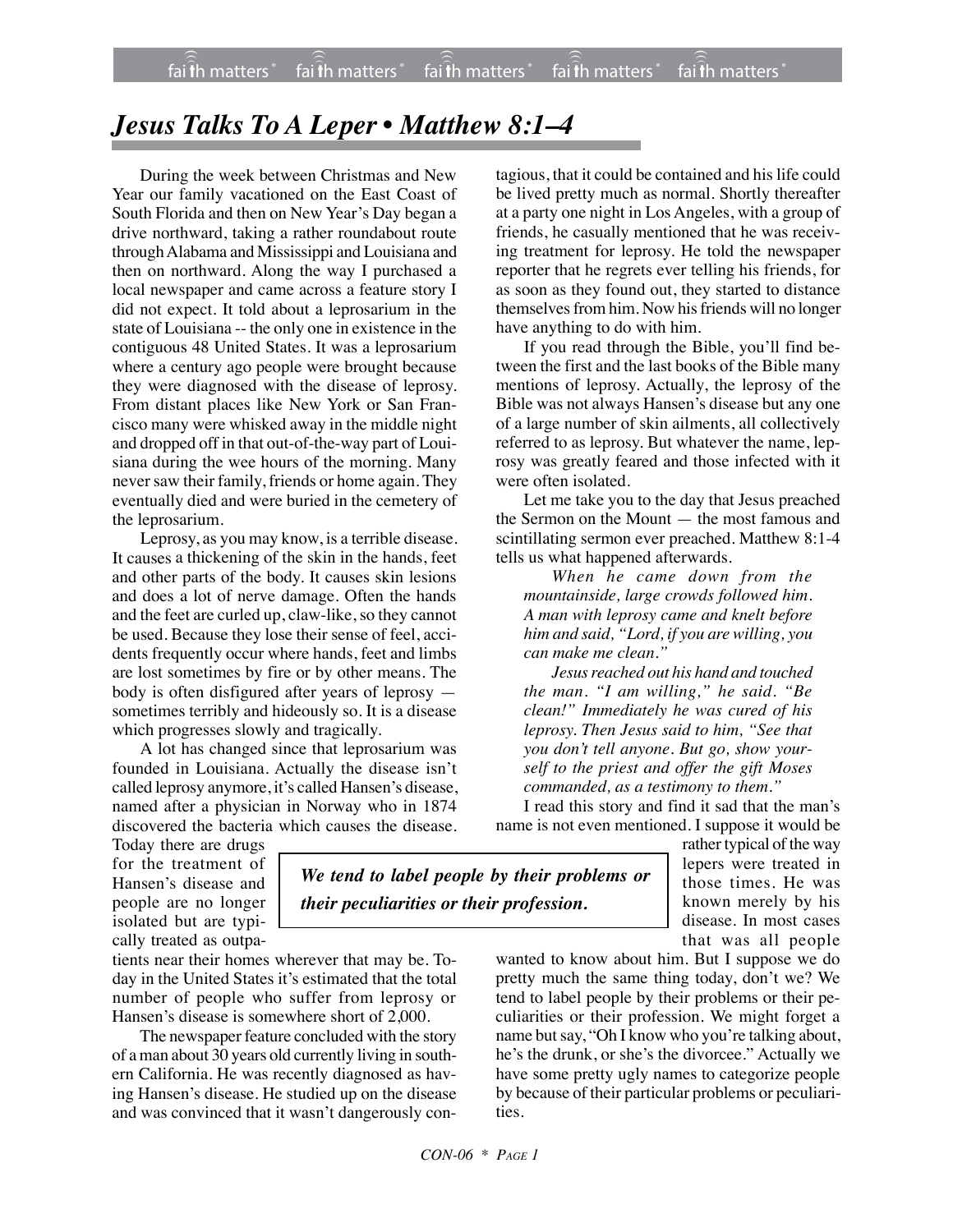# *Jesus Talks To A Leper • Matthew 8:1–4*

During the week between Christmas and New Year our family vacationed on the East Coast of South Florida and then on New Year's Day began a drive northward, taking a rather roundabout route through Alabama and Mississippi and Louisiana and then on northward. Along the way I purchased a local newspaper and came across a feature story I did not expect. It told about a leprosarium in the state of Louisiana -- the only one in existence in the contiguous 48 United States. It was a leprosarium where a century ago people were brought because they were diagnosed with the disease of leprosy. From distant places like New York or San Francisco many were whisked away in the middle night and dropped off in that out-of-the-way part of Louisiana during the wee hours of the morning. Many never saw their family, friends or home again. They eventually died and were buried in the cemetery of the leprosarium.

Leprosy, as you may know, is a terrible disease. It causes a thickening of the skin in the hands, feet and other parts of the body. It causes skin lesions and does a lot of nerve damage. Often the hands and the feet are curled up, claw-like, so they cannot be used. Because they lose their sense of feel, accidents frequently occur where hands, feet and limbs are lost sometimes by fire or by other means. The body is often disfigured after years of leprosy — sometimes terribly and hideously so. It is a disease which progresses slowly and tragically.

A lot has changed since that leprosarium was founded in Louisiana. Actually the disease isn't called leprosy anymore, it's called Hansen's disease, named after a physician in Norway who in 1874 discovered the bacteria which causes the disease. Today there are drugs for the treatment of Hansen's disease and people are no longer isolated but are typically treated as outpatients near their homes wherever that may be. Today in the United States it's estimated that the total number of people who suffer from leprosy or Hansen's disease is somewhere short of 2,000.

The newspaper feature concluded with the story of a man about 30 years old currently living in southern California. He was recently diagnosed as having Hansen's disease. He studied up on the disease and was convinced that it wasn't dangerously contagious, that it could be contained and his life could be lived pretty much as normal. Shortly thereafter at a party one night in Los Angeles, with a group of friends, he casually mentioned that he was receiving treatment for leprosy. He told the newspaper reporter that he regrets ever telling his friends, for as soon as they found out, they started to distance themselves from him. Now his friends will no longer have anything to do with him.

If you read through the Bible, you'll find between the first and the last books of the Bible many mentions of leprosy. Actually, the leprosy of the Bible was not always Hansen's disease but any one of a large number of skin ailments, all collectively referred to as leprosy. But whatever the name, leprosy was greatly feared and those infected with it were often isolated.

Let me take you to the day that Jesus preached the Sermon on the Mount — the most famous and scintillating sermon ever preached. Matthew 8:1-4 tells us what happened afterwards.

> *When he came down from the mountainside, large crowds followed him. A man with leprosy came and knelt before him and said, "Lord, if you are willing, you can make me clean."*
>
> *Jesus reached out his hand and touched the man. "I am willing," he said. "Be clean!" Immediately he was cured of his leprosy. Then Jesus said to him, "See that you don't tell anyone. But go, show yourself to the priest and offer the gift Moses commanded, as a testimony to them."*

I read this story and find it sad that the man's name is not even mentioned. I suppose it would be rather typical of the way lepers were treated in those times. He was known merely by his disease. In most cases that was all people wanted to know about him. But I suppose we do pretty much the same thing today, don't we? We tend to label people by their problems or their peculiarities or their profession. We might forget a name but say, "Oh I know who you're talking about, he's the drunk, or she's the divorcee." Actually we have some pretty ugly names to categorize people by because of their particular problems or peculiarities.

> ***We tend to label people by their problems or their peculiarities or their profession.***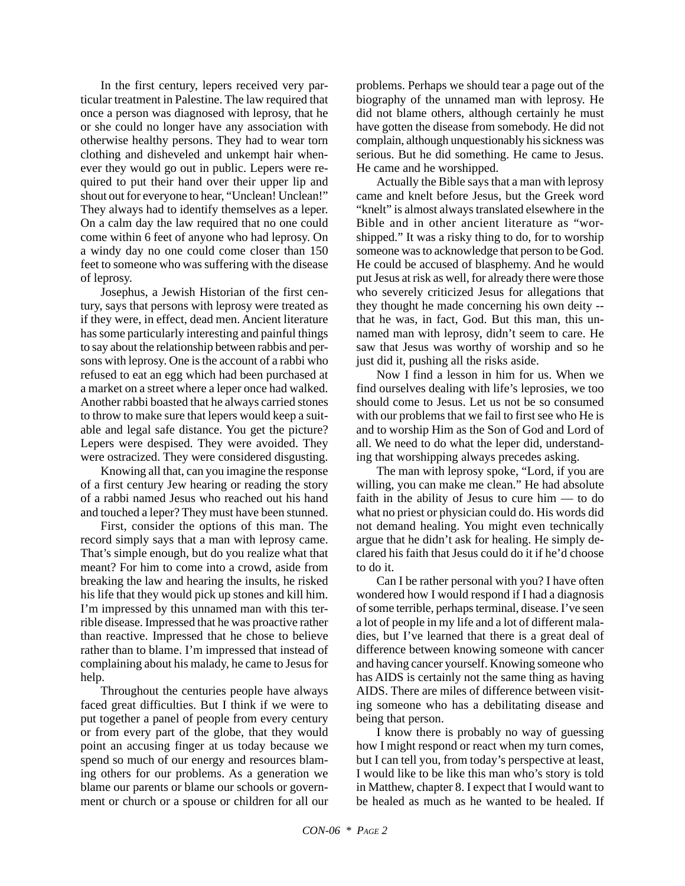In the first century, lepers received very particular treatment in Palestine. The law required that once a person was diagnosed with leprosy, that he or she could no longer have any association with otherwise healthy persons. They had to wear torn clothing and disheveled and unkempt hair whenever they would go out in public. Lepers were required to put their hand over their upper lip and shout out for everyone to hear, "Unclean! Unclean!" They always had to identify themselves as a leper. On a calm day the law required that no one could come within 6 feet of anyone who had leprosy. On a windy day no one could come closer than 150 feet to someone who was suffering with the disease of leprosy.

Josephus, a Jewish Historian of the first century, says that persons with leprosy were treated as if they were, in effect, dead men. Ancient literature has some particularly interesting and painful things to say about the relationship between rabbis and persons with leprosy. One is the account of a rabbi who refused to eat an egg which had been purchased at a market on a street where a leper once had walked. Another rabbi boasted that he always carried stones to throw to make sure that lepers would keep a suitable and legal safe distance. You get the picture? Lepers were despised. They were avoided. They were ostracized. They were considered disgusting.

Knowing all that, can you imagine the response of a first century Jew hearing or reading the story of a rabbi named Jesus who reached out his hand and touched a leper? They must have been stunned.

First, consider the options of this man. The record simply says that a man with leprosy came. That's simple enough, but do you realize what that meant? For him to come into a crowd, aside from breaking the law and hearing the insults, he risked his life that they would pick up stones and kill him. I'm impressed by this unnamed man with this terrible disease. Impressed that he was proactive rather than reactive. Impressed that he chose to believe rather than to blame. I'm impressed that instead of complaining about his malady, he came to Jesus for help.

Throughout the centuries people have always faced great difficulties. But I think if we were to put together a panel of people from every century or from every part of the globe, that they would point an accusing finger at us today because we spend so much of our energy and resources blaming others for our problems. As a generation we blame our parents or blame our schools or government or church or a spouse or children for all our problems. Perhaps we should tear a page out of the biography of the unnamed man with leprosy. He did not blame others, although certainly he must have gotten the disease from somebody. He did not complain, although unquestionably his sickness was serious. But he did something. He came to Jesus. He came and he worshipped.

Actually the Bible says that a man with leprosy came and knelt before Jesus, but the Greek word "knelt" is almost always translated elsewhere in the Bible and in other ancient literature as "worshipped." It was a risky thing to do, for to worship someone was to acknowledge that person to be God. He could be accused of blasphemy. And he would put Jesus at risk as well, for already there were those who severely criticized Jesus for allegations that they thought he made concerning his own deity -- that he was, in fact, God. But this man, this unnamed man with leprosy, didn't seem to care. He saw that Jesus was worthy of worship and so he just did it, pushing all the risks aside.

Now I find a lesson in him for us. When we find ourselves dealing with life's leprosies, we too should come to Jesus. Let us not be so consumed with our problems that we fail to first see who He is and to worship Him as the Son of God and Lord of all. We need to do what the leper did, understanding that worshipping always precedes asking.

The man with leprosy spoke, "Lord, if you are willing, you can make me clean." He had absolute faith in the ability of Jesus to cure him — to do what no priest or physician could do. His words did not demand healing. You might even technically argue that he didn't ask for healing. He simply declared his faith that Jesus could do it if he'd choose to do it.

Can I be rather personal with you? I have often wondered how I would respond if I had a diagnosis of some terrible, perhaps terminal, disease. I've seen a lot of people in my life and a lot of different maladies, but I've learned that there is a great deal of difference between knowing someone with cancer and having cancer yourself. Knowing someone who has AIDS is certainly not the same thing as having AIDS. There are miles of difference between visiting someone who has a debilitating disease and being that person.

I know there is probably no way of guessing how I might respond or react when my turn comes, but I can tell you, from today's perspective at least, I would like to be like this man who's story is told in Matthew, chapter 8. I expect that I would want to be healed as much as he wanted to be healed. If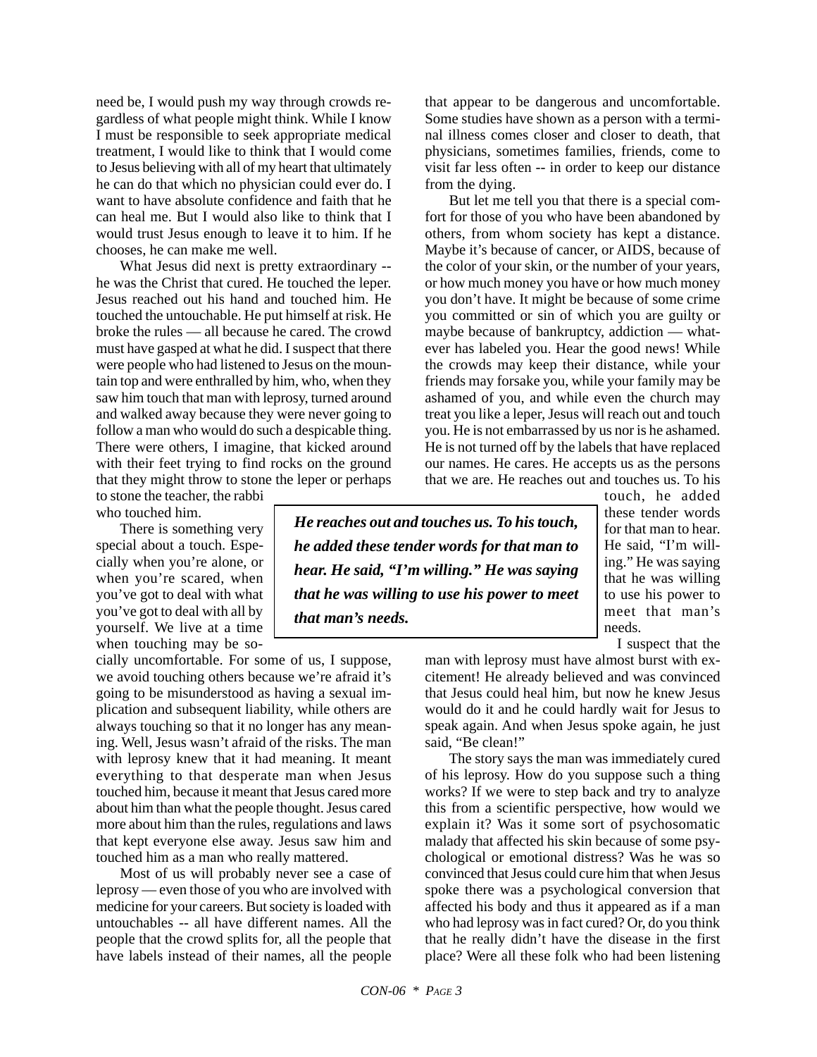need be, I would push my way through crowds regardless of what people might think. While I know I must be responsible to seek appropriate medical treatment, I would like to think that I would come to Jesus believing with all of my heart that ultimately he can do that which no physician could ever do. I want to have absolute confidence and faith that he can heal me. But I would also like to think that I would trust Jesus enough to leave it to him. If he chooses, he can make me well.

What Jesus did next is pretty extraordinary -- he was the Christ that cured. He touched the leper. Jesus reached out his hand and touched him. He touched the untouchable. He put himself at risk. He broke the rules — all because he cared. The crowd must have gasped at what he did. I suspect that there were people who had listened to Jesus on the mountain top and were enthralled by him, who, when they saw him touch that man with leprosy, turned around and walked away because they were never going to follow a man who would do such a despicable thing. There were others, I imagine, that kicked around with their feet trying to find rocks on the ground that they might throw to stone the leper or perhaps to stone the teacher, the rabbi who touched him.

There is something very special about a touch. Especially when you're alone, or when you're scared, when you've got to deal with what you've got to deal with all by yourself. We live at a time when touching may be socially uncomfortable. For some of us, I suppose, we avoid touching others because we're afraid it's going to be misunderstood as having a sexual implication and subsequent liability, while others are always touching so that it no longer has any meaning. Well, Jesus wasn't afraid of the risks. The man with leprosy knew that it had meaning. It meant everything to that desperate man when Jesus touched him, because it meant that Jesus cared more about him than what the people thought. Jesus cared more about him than the rules, regulations and laws that kept everyone else away. Jesus saw him and touched him as a man who really mattered.

Most of us will probably never see a case of leprosy — even those of you who are involved with medicine for your careers. But society is loaded with untouchables -- all have different names. All the people that the crowd splits for, all the people that have labels instead of their names, all the people that appear to be dangerous and uncomfortable. Some studies have shown as a person with a terminal illness comes closer and closer to death, that physicians, sometimes families, friends, come to visit far less often -- in order to keep our distance from the dying.

But let me tell you that there is a special comfort for those of you who have been abandoned by others, from whom society has kept a distance. Maybe it's because of cancer, or AIDS, because of the color of your skin, or the number of your years, or how much money you have or how much money you don't have. It might be because of some crime you committed or sin of which you are guilty or maybe because of bankruptcy, addiction — whatever has labeled you. Hear the good news! While the crowds may keep their distance, while your friends may forsake you, while your family may be ashamed of you, and while even the church may treat you like a leper, Jesus will reach out and touch you. He is not embarrassed by us nor is he ashamed. He is not turned off by the labels that have replaced our names. He cares. He accepts us as the persons that we are. He reaches out and touches us. To his touch, he added these tender words for that man to hear. He said, "I'm willing." He was saying that he was willing to use his power to meet that man's needs.

> ***He reaches out and touches us. To his touch, he added these tender words for that man to hear. He said, "I'm willing." He was saying that he was willing to use his power to meet that man's needs.***

I suspect that the man with leprosy must have almost burst with excitement! He already believed and was convinced that Jesus could heal him, but now he knew Jesus would do it and he could hardly wait for Jesus to speak again. And when Jesus spoke again, he just said, "Be clean!"

The story says the man was immediately cured of his leprosy. How do you suppose such a thing works? If we were to step back and try to analyze this from a scientific perspective, how would we explain it? Was it some sort of psychosomatic malady that affected his skin because of some psychological or emotional distress? Was he was so convinced that Jesus could cure him that when Jesus spoke there was a psychological conversion that affected his body and thus it appeared as if a man who had leprosy was in fact cured? Or, do you think that he really didn't have the disease in the first place? Were all these folk who had been listening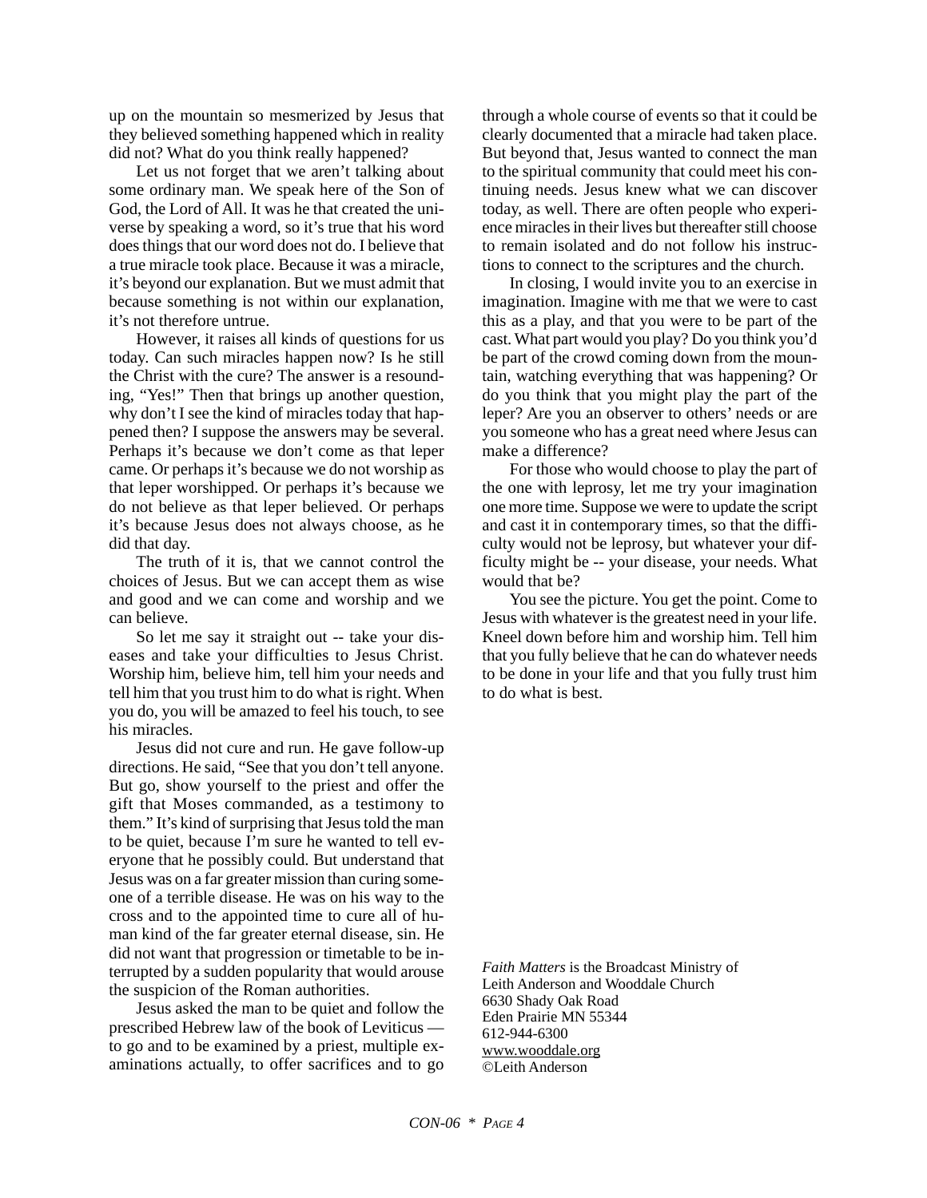up on the mountain so mesmerized by Jesus that they believed something happened which in reality did not? What do you think really happened?

Let us not forget that we aren't talking about some ordinary man. We speak here of the Son of God, the Lord of All. It was he that created the universe by speaking a word, so it's true that his word does things that our word does not do. I believe that a true miracle took place. Because it was a miracle, it's beyond our explanation. But we must admit that because something is not within our explanation, it's not therefore untrue.

However, it raises all kinds of questions for us today. Can such miracles happen now? Is he still the Christ with the cure? The answer is a resounding, "Yes!" Then that brings up another question, why don't I see the kind of miracles today that happened then? I suppose the answers may be several. Perhaps it's because we don't come as that leper came. Or perhaps it's because we do not worship as that leper worshipped. Or perhaps it's because we do not believe as that leper believed. Or perhaps it's because Jesus does not always choose, as he did that day.

The truth of it is, that we cannot control the choices of Jesus. But we can accept them as wise and good and we can come and worship and we can believe.

So let me say it straight out -- take your diseases and take your difficulties to Jesus Christ. Worship him, believe him, tell him your needs and tell him that you trust him to do what is right. When you do, you will be amazed to feel his touch, to see his miracles.

Jesus did not cure and run. He gave follow-up directions. He said, "See that you don't tell anyone. But go, show yourself to the priest and offer the gift that Moses commanded, as a testimony to them." It's kind of surprising that Jesus told the man to be quiet, because I'm sure he wanted to tell everyone that he possibly could. But understand that Jesus was on a far greater mission than curing someone of a terrible disease. He was on his way to the cross and to the appointed time to cure all of human kind of the far greater eternal disease, sin. He did not want that progression or timetable to be interrupted by a sudden popularity that would arouse the suspicion of the Roman authorities.

Jesus asked the man to be quiet and follow the prescribed Hebrew law of the book of Leviticus — to go and to be examined by a priest, multiple examinations actually, to offer sacrifices and to go through a whole course of events so that it could be clearly documented that a miracle had taken place. But beyond that, Jesus wanted to connect the man to the spiritual community that could meet his continuing needs. Jesus knew what we can discover today, as well. There are often people who experience miracles in their lives but thereafter still choose to remain isolated and do not follow his instructions to connect to the scriptures and the church.

In closing, I would invite you to an exercise in imagination. Imagine with me that we were to cast this as a play, and that you were to be part of the cast. What part would you play? Do you think you'd be part of the crowd coming down from the mountain, watching everything that was happening? Or do you think that you might play the part of the leper? Are you an observer to others' needs or are you someone who has a great need where Jesus can make a difference?

For those who would choose to play the part of the one with leprosy, let me try your imagination one more time. Suppose we were to update the script and cast it in contemporary times, so that the difficulty would not be leprosy, but whatever your difficulty might be -- your disease, your needs. What would that be?

You see the picture. You get the point. Come to Jesus with whatever is the greatest need in your life. Kneel down before him and worship him. Tell him that you fully believe that he can do whatever needs to be done in your life and that you fully trust him to do what is best.

*Faith Matters* is the Broadcast Ministry of
Leith Anderson and Wooddale Church
6630 Shady Oak Road
Eden Prairie MN 55344
612-944-6300
www.wooddale.org
©Leith Anderson